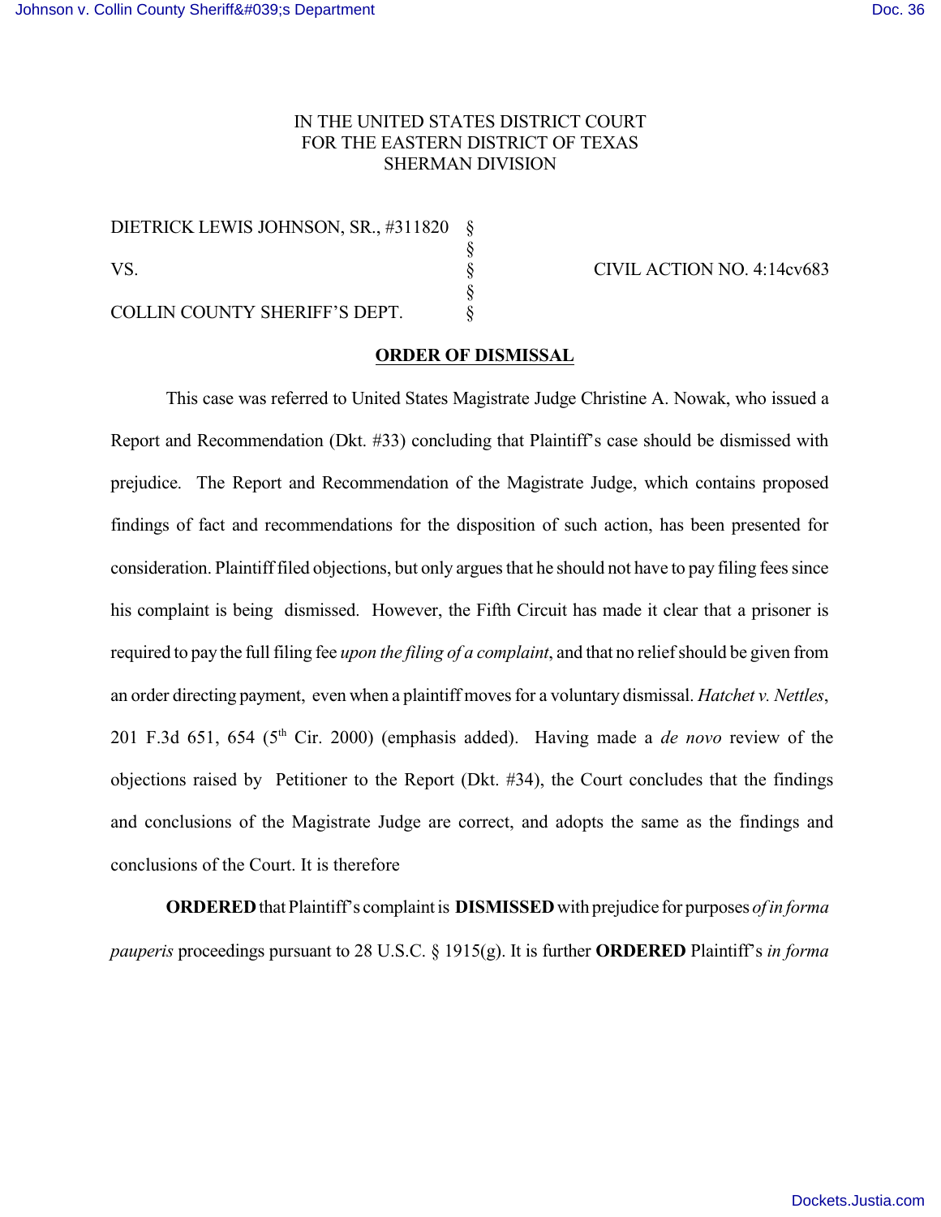IN THE UNITED STATES DISTRICT COURT
FOR THE EASTERN DISTRICT OF TEXAS
SHERMAN DIVISION

| | | |
|---|---|---|
| DIETRICK LEWIS JOHNSON, SR., #311820 | § | |
| | § | |
| VS. | § | CIVIL ACTION NO. 4:14cv683 |
| | § | |
| COLLIN COUNTY SHERIFF'S DEPT. | § | |

**ORDER OF DISMISSAL**

This case was referred to United States Magistrate Judge Christine A. Nowak, who issued a Report and Recommendation (Dkt. #33) concluding that Plaintiff's case should be dismissed with prejudice. The Report and Recommendation of the Magistrate Judge, which contains proposed findings of fact and recommendations for the disposition of such action, has been presented for consideration. Plaintiff filed objections, but only argues that he should not have to pay filing fees since his complaint is being dismissed. However, the Fifth Circuit has made it clear that a prisoner is required to pay the full filing fee *upon the filing of a complaint*, and that no relief should be given from an order directing payment, even when a plaintiff moves for a voluntary dismissal. *Hatchet v. Nettles*, 201 F.3d 651, 654 (5th Cir. 2000) (emphasis added). Having made a *de novo* review of the objections raised by Petitioner to the Report (Dkt. #34), the Court concludes that the findings and conclusions of the Magistrate Judge are correct, and adopts the same as the findings and conclusions of the Court. It is therefore

**ORDERED** that Plaintiff's complaint is **DISMISSED** with prejudice for purposes *of in forma pauperis* proceedings pursuant to 28 U.S.C. § 1915(g). It is further **ORDERED** Plaintiff's *in forma*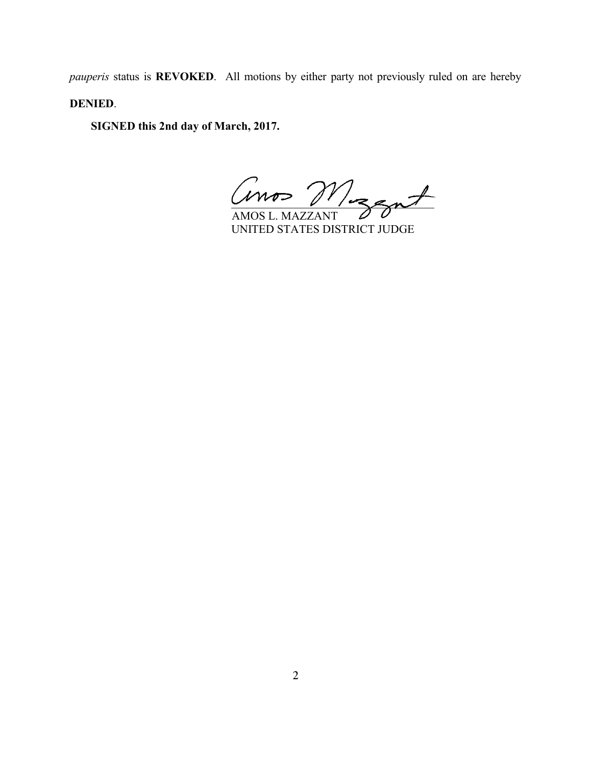*pauperis* status is **REVOKED**. All motions by either party not previously ruled on are hereby **DENIED**.

**SIGNED this 2nd day of March, 2017.**

AMOS L. MAZZANT
UNITED STATES DISTRICT JUDGE